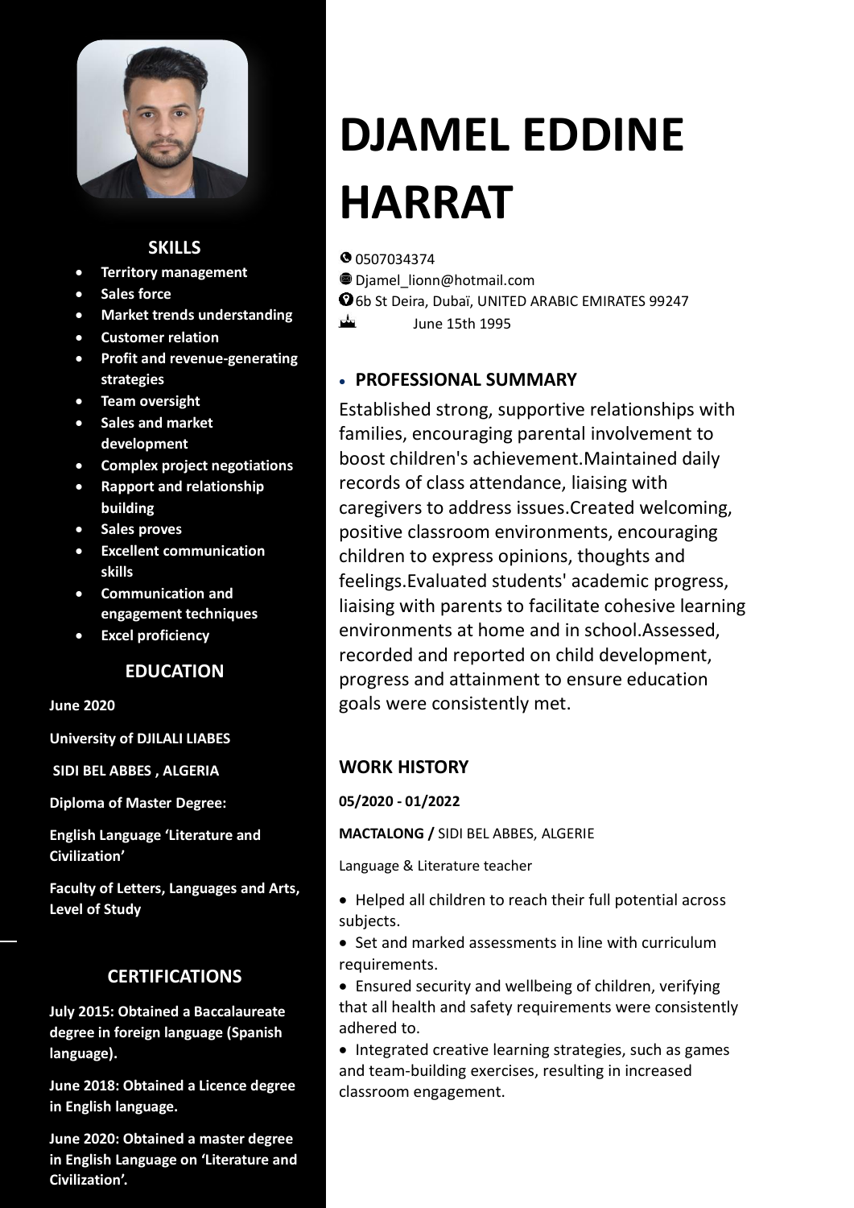# DJAMEL EDDINE HARRAT

0507034374
Djamel_lionn@hotmail.com
6b St Deira, Dubaï, UNITED ARABIC EMIRATES 99247
June 15th 1995

## PROFESSIONAL SUMMARY

Established strong, supportive relationships with families, encouraging parental involvement to boost children's achievement.Maintained daily records of class attendance, liaising with caregivers to address issues.Created welcoming, positive classroom environments, encouraging children to express opinions, thoughts and feelings.Evaluated students' academic progress, liaising with parents to facilitate cohesive learning environments at home and in school.Assessed, recorded and reported on child development, progress and attainment to ensure education goals were consistently met.

## WORK HISTORY

**05/2020 - 01/2022**

**MACTALONG /** SIDI BEL ABBES, ALGERIE

Language & Literature teacher

- Helped all children to reach their full potential across subjects.
- Set and marked assessments in line with curriculum requirements.
- Ensured security and wellbeing of children, verifying that all health and safety requirements were consistently adhered to.
- Integrated creative learning strategies, such as games and team-building exercises, resulting in increased classroom engagement.

## SKILLS

- **Territory management**
- **Sales force**
- **Market trends understanding**
- **Customer relation**
- **Profit and revenue-generating strategies**
- **Team oversight**
- **Sales and market development**
- **Complex project negotiations**
- **Rapport and relationship building**
- **Sales proves**
- **Excellent communication skills**
- **Communication and engagement techniques**
- **Excel proficiency**

## EDUCATION

**June 2020**

**University of DJILALI LIABES**

**SIDI BEL ABBES , ALGERIA**

**Diploma of Master Degree:**

**English Language 'Literature and Civilization'**

**Faculty of Letters, Languages and Arts, Level of Study**

## CERTIFICATIONS

**July 2015: Obtained a Baccalaureate degree in foreign language (Spanish language).**

**June 2018: Obtained a Licence degree in English language.**

**June 2020: Obtained a master degree in English Language on 'Literature and Civilization'.**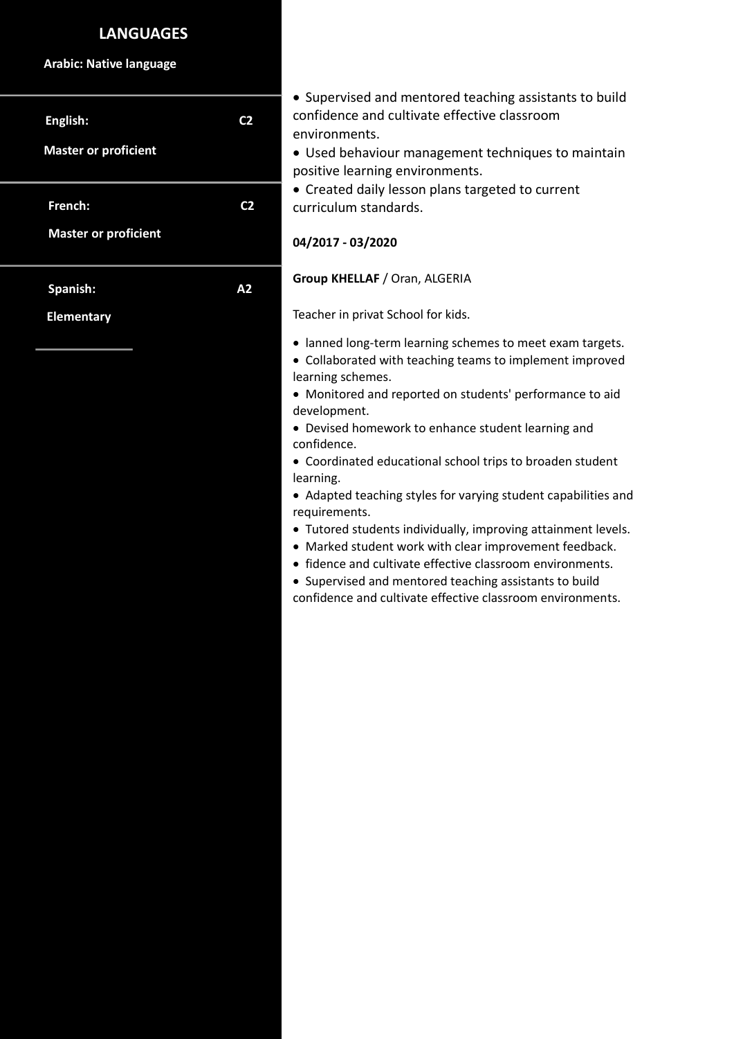## LANGUAGES

**Arabic: Native language**

**English:** **C2**

**Master or proficient**

**French:** **C2**

**Master or proficient**

**Spanish:** **A2**

**Elementary**

- Supervised and mentored teaching assistants to build confidence and cultivate effective classroom environments.
- Used behaviour management techniques to maintain positive learning environments.
- Created daily lesson plans targeted to current curriculum standards.

**04/2017 - 03/2020**

**Group KHELLAF** / Oran, ALGERIA

Teacher in privat School for kids.

- lanned long-term learning schemes to meet exam targets.
- Collaborated with teaching teams to implement improved learning schemes.
- Monitored and reported on students' performance to aid development.
- Devised homework to enhance student learning and confidence.
- Coordinated educational school trips to broaden student learning.
- Adapted teaching styles for varying student capabilities and requirements.
- Tutored students individually, improving attainment levels.
- Marked student work with clear improvement feedback.
- fidence and cultivate effective classroom environments.
- Supervised and mentored teaching assistants to build confidence and cultivate effective classroom environments.